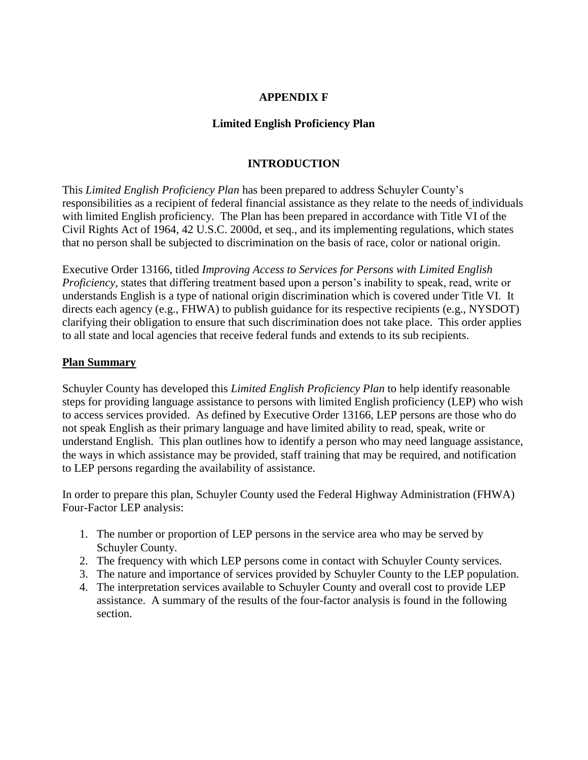# APPENDIX F

## Limited English Proficiency Plan

## INTRODUCTION

This *Limited English Proficiency Plan* has been prepared to address Schuyler County's responsibilities as a recipient of federal financial assistance as they relate to the needs of individuals with limited English proficiency. The Plan has been prepared in accordance with Title VI of the Civil Rights Act of 1964, 42 U.S.C. 2000d, et seq., and its implementing regulations, which states that no person shall be subjected to discrimination on the basis of race, color or national origin.

Executive Order 13166, titled *Improving Access to Services for Persons with Limited English Proficiency,* states that differing treatment based upon a person's inability to speak, read, write or understands English is a type of national origin discrimination which is covered under Title VI. It directs each agency (e.g., FHWA) to publish guidance for its respective recipients (e.g., NYSDOT) clarifying their obligation to ensure that such discrimination does not take place. This order applies to all state and local agencies that receive federal funds and extends to its sub recipients.

### Plan Summary

Schuyler County has developed this *Limited English Proficiency Plan* to help identify reasonable steps for providing language assistance to persons with limited English proficiency (LEP) who wish to access services provided. As defined by Executive Order 13166, LEP persons are those who do not speak English as their primary language and have limited ability to read, speak, write or understand English. This plan outlines how to identify a person who may need language assistance, the ways in which assistance may be provided, staff training that may be required, and notification to LEP persons regarding the availability of assistance.

In order to prepare this plan, Schuyler County used the Federal Highway Administration (FHWA) Four-Factor LEP analysis:

1. The number or proportion of LEP persons in the service area who may be served by Schuyler County.
2. The frequency with which LEP persons come in contact with Schuyler County services.
3. The nature and importance of services provided by Schuyler County to the LEP population.
4. The interpretation services available to Schuyler County and overall cost to provide LEP assistance. A summary of the results of the four-factor analysis is found in the following section.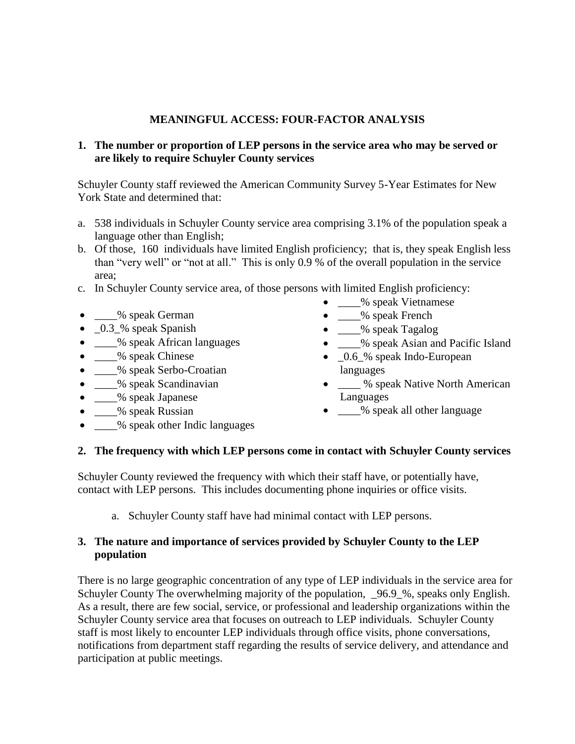## MEANINGFUL ACCESS: FOUR-FACTOR ANALYSIS

**1. The number or proportion of LEP persons in the service area who may be served or are likely to require Schuyler County services**

Schuyler County staff reviewed the American Community Survey 5-Year Estimates for New York State and determined that:

a. 538 individuals in Schuyler County service area comprising 3.1% of the population speak a language other than English;

b. Of those, 160 individuals have limited English proficiency; that is, they speak English less than "very well" or "not at all." This is only 0.9 % of the overall population in the service area;

c. In Schuyler County service area, of those persons with limited English proficiency:

- ____% speak German
- _0.3_% speak Spanish
- ____% speak African languages
- ____% speak Chinese
- ____% speak Serbo-Croatian
- ____% speak Scandinavian
- ____% speak Japanese
- ____% speak Russian
- ____% speak other Indic languages
- ____% speak Vietnamese
- ____% speak French
- ____% speak Tagalog
- ____% speak Asian and Pacific Island
- _0.6_% speak Indo-European languages
- ____ % speak Native North American Languages
- ____% speak all other language

**2. The frequency with which LEP persons come in contact with Schuyler County services**

Schuyler County reviewed the frequency with which their staff have, or potentially have, contact with LEP persons. This includes documenting phone inquiries or office visits.

a. Schuyler County staff have had minimal contact with LEP persons.

**3. The nature and importance of services provided by Schuyler County to the LEP population**

There is no large geographic concentration of any type of LEP individuals in the service area for Schuyler County The overwhelming majority of the population, _96.9_%, speaks only English. As a result, there are few social, service, or professional and leadership organizations within the Schuyler County service area that focuses on outreach to LEP individuals. Schuyler County staff is most likely to encounter LEP individuals through office visits, phone conversations, notifications from department staff regarding the results of service delivery, and attendance and participation at public meetings.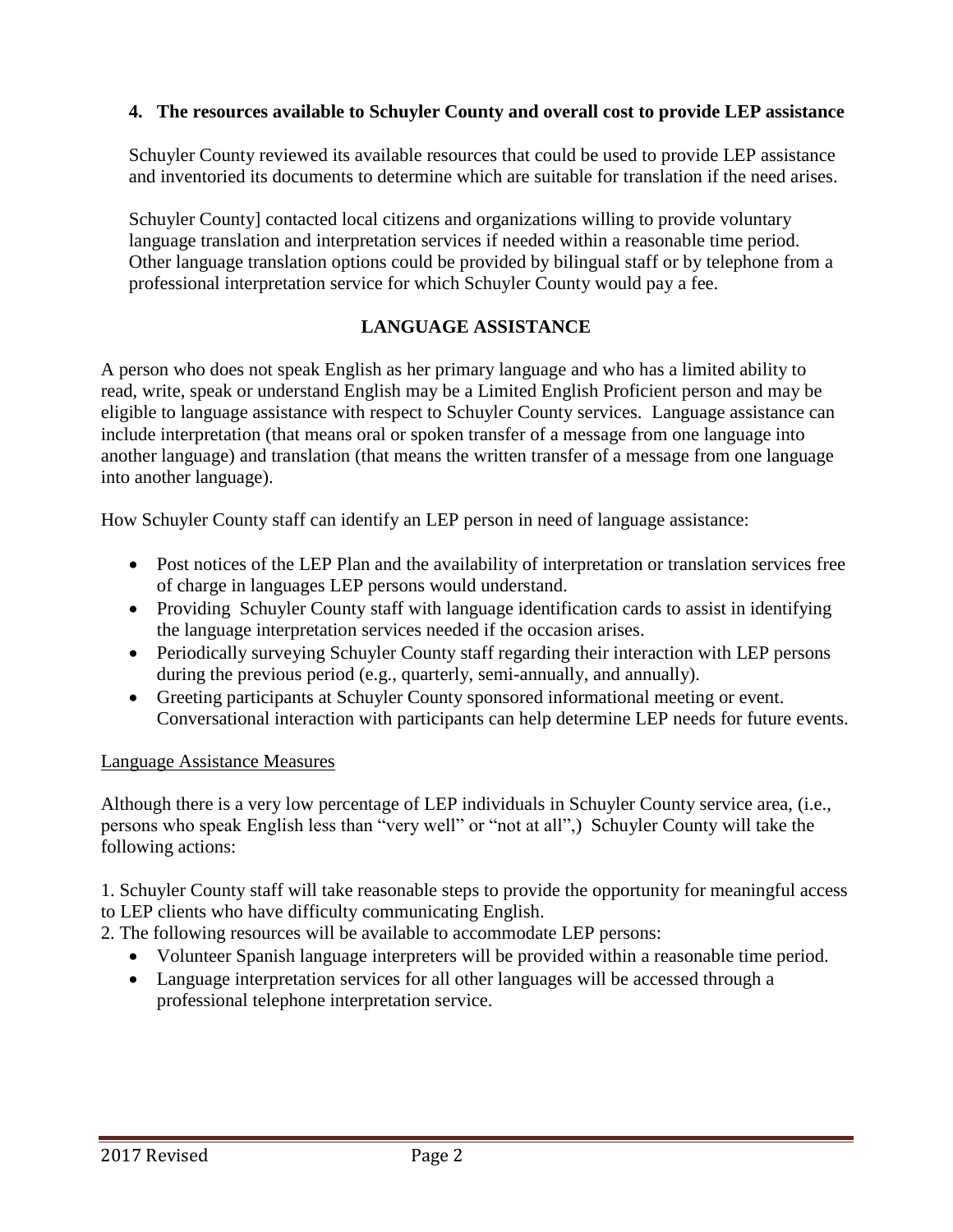**4. The resources available to Schuyler County and overall cost to provide LEP assistance**

Schuyler County reviewed its available resources that could be used to provide LEP assistance and inventoried its documents to determine which are suitable for translation if the need arises.

Schuyler County] contacted local citizens and organizations willing to provide voluntary language translation and interpretation services if needed within a reasonable time period. Other language translation options could be provided by bilingual staff or by telephone from a professional interpretation service for which Schuyler County would pay a fee.

## LANGUAGE ASSISTANCE

A person who does not speak English as her primary language and who has a limited ability to read, write, speak or understand English may be a Limited English Proficient person and may be eligible to language assistance with respect to Schuyler County services. Language assistance can include interpretation (that means oral or spoken transfer of a message from one language into another language) and translation (that means the written transfer of a message from one language into another language).

How Schuyler County staff can identify an LEP person in need of language assistance:

- Post notices of the LEP Plan and the availability of interpretation or translation services free of charge in languages LEP persons would understand.
- Providing Schuyler County staff with language identification cards to assist in identifying the language interpretation services needed if the occasion arises.
- Periodically surveying Schuyler County staff regarding their interaction with LEP persons during the previous period (e.g., quarterly, semi-annually, and annually).
- Greeting participants at Schuyler County sponsored informational meeting or event. Conversational interaction with participants can help determine LEP needs for future events.

Language Assistance Measures

Although there is a very low percentage of LEP individuals in Schuyler County service area, (i.e., persons who speak English less than "very well" or "not at all",) Schuyler County will take the following actions:

1. Schuyler County staff will take reasonable steps to provide the opportunity for meaningful access to LEP clients who have difficulty communicating English.
2. The following resources will be available to accommodate LEP persons:
   - Volunteer Spanish language interpreters will be provided within a reasonable time period.
   - Language interpretation services for all other languages will be accessed through a professional telephone interpretation service.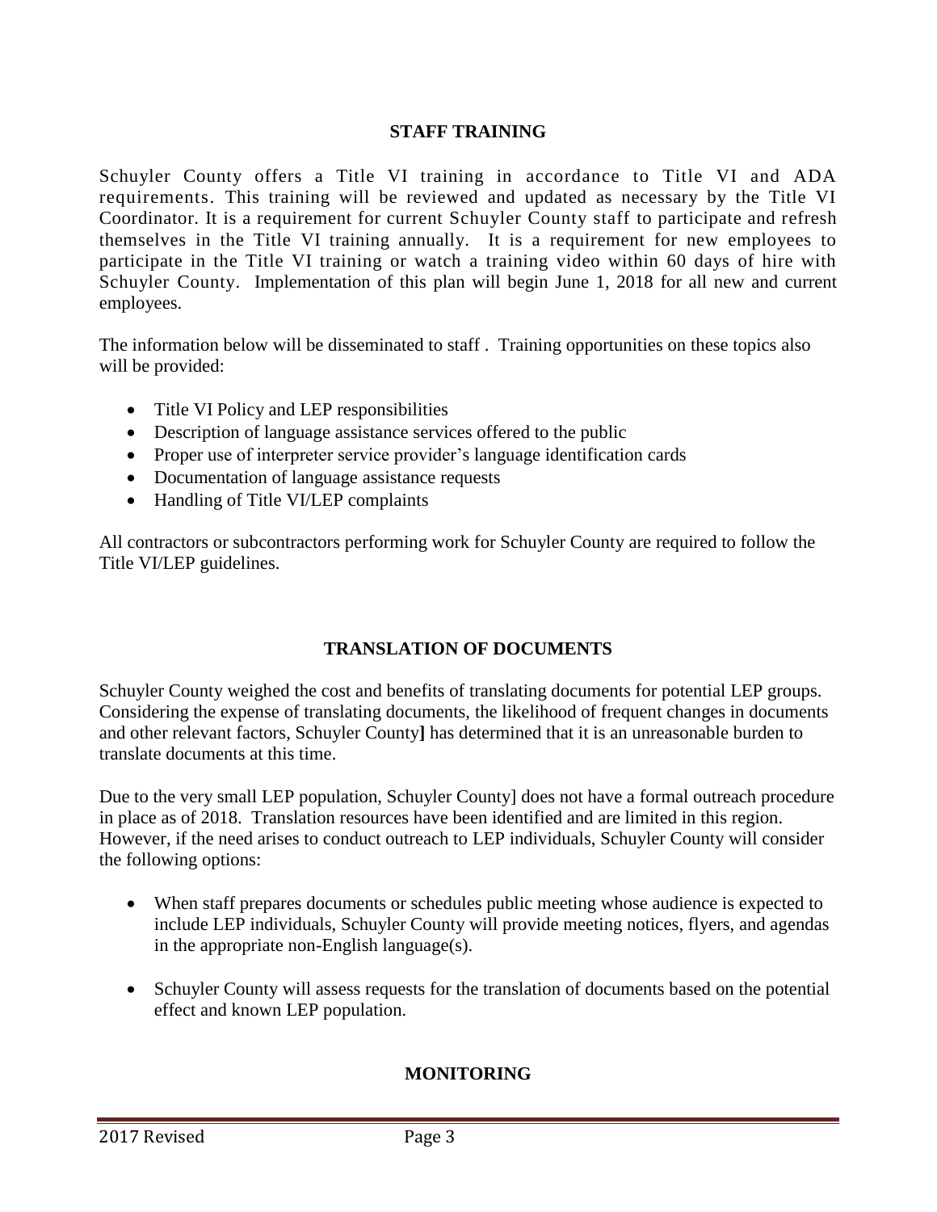## STAFF TRAINING

Schuyler County offers a Title VI training in accordance to Title VI and ADA requirements. This training will be reviewed and updated as necessary by the Title VI Coordinator. It is a requirement for current Schuyler County staff to participate and refresh themselves in the Title VI training annually. It is a requirement for new employees to participate in the Title VI training or watch a training video within 60 days of hire with Schuyler County. Implementation of this plan will begin June 1, 2018 for all new and current employees.

The information below will be disseminated to staff . Training opportunities on these topics also will be provided:

- Title VI Policy and LEP responsibilities
- Description of language assistance services offered to the public
- Proper use of interpreter service provider's language identification cards
- Documentation of language assistance requests
- Handling of Title VI/LEP complaints

All contractors or subcontractors performing work for Schuyler County are required to follow the Title VI/LEP guidelines.

## TRANSLATION OF DOCUMENTS

Schuyler County weighed the cost and benefits of translating documents for potential LEP groups. Considering the expense of translating documents, the likelihood of frequent changes in documents and other relevant factors, Schuyler County**]** has determined that it is an unreasonable burden to translate documents at this time.

Due to the very small LEP population, Schuyler County] does not have a formal outreach procedure in place as of 2018. Translation resources have been identified and are limited in this region. However, if the need arises to conduct outreach to LEP individuals, Schuyler County will consider the following options:

- When staff prepares documents or schedules public meeting whose audience is expected to include LEP individuals, Schuyler County will provide meeting notices, flyers, and agendas in the appropriate non-English language(s).
- Schuyler County will assess requests for the translation of documents based on the potential effect and known LEP population.

## MONITORING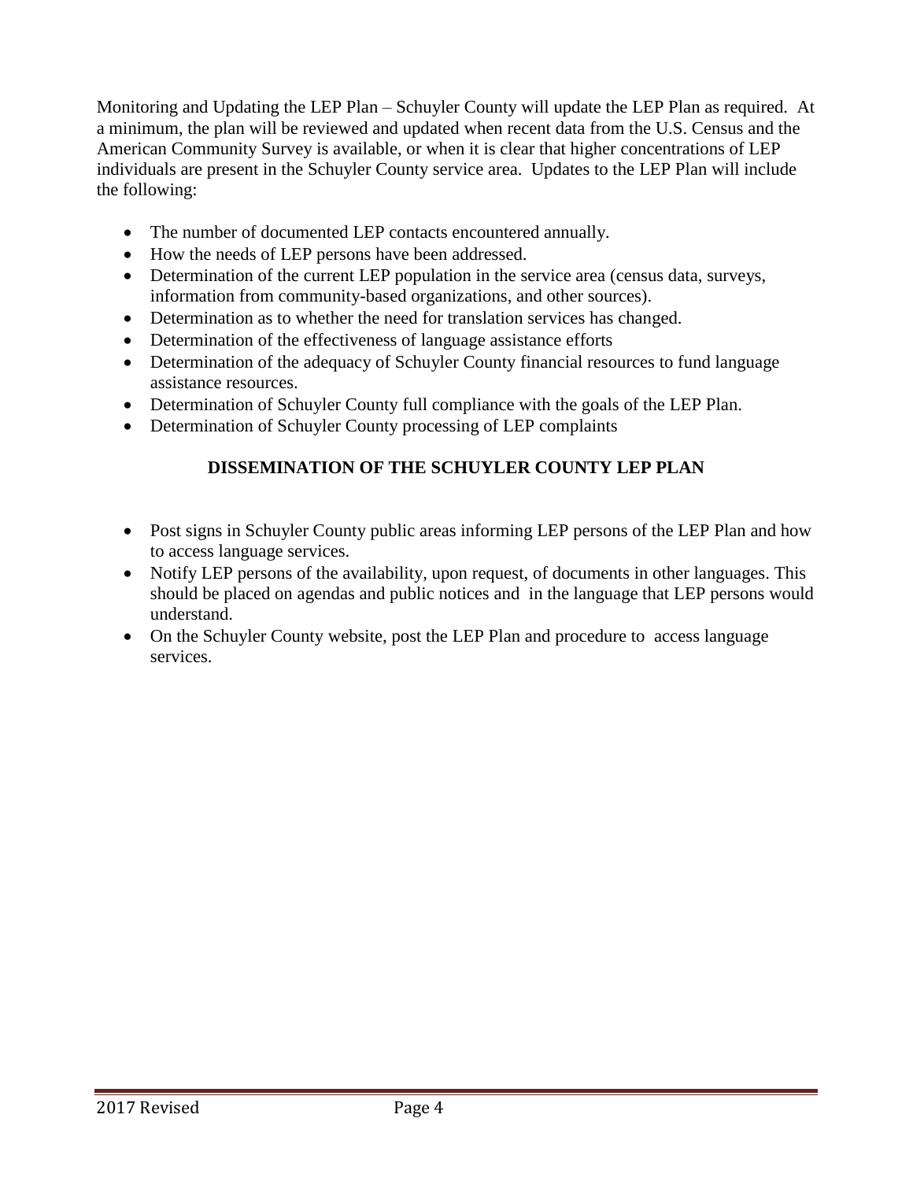Monitoring and Updating the LEP Plan – Schuyler County will update the LEP Plan as required. At a minimum, the plan will be reviewed and updated when recent data from the U.S. Census and the American Community Survey is available, or when it is clear that higher concentrations of LEP individuals are present in the Schuyler County service area. Updates to the LEP Plan will include the following:

- The number of documented LEP contacts encountered annually.
- How the needs of LEP persons have been addressed.
- Determination of the current LEP population in the service area (census data, surveys, information from community-based organizations, and other sources).
- Determination as to whether the need for translation services has changed.
- Determination of the effectiveness of language assistance efforts
- Determination of the adequacy of Schuyler County financial resources to fund language assistance resources.
- Determination of Schuyler County full compliance with the goals of the LEP Plan.
- Determination of Schuyler County processing of LEP complaints

## DISSEMINATION OF THE SCHUYLER COUNTY LEP PLAN

- Post signs in Schuyler County public areas informing LEP persons of the LEP Plan and how to access language services.
- Notify LEP persons of the availability, upon request, of documents in other languages. This should be placed on agendas and public notices and in the language that LEP persons would understand.
- On the Schuyler County website, post the LEP Plan and procedure to access language services.